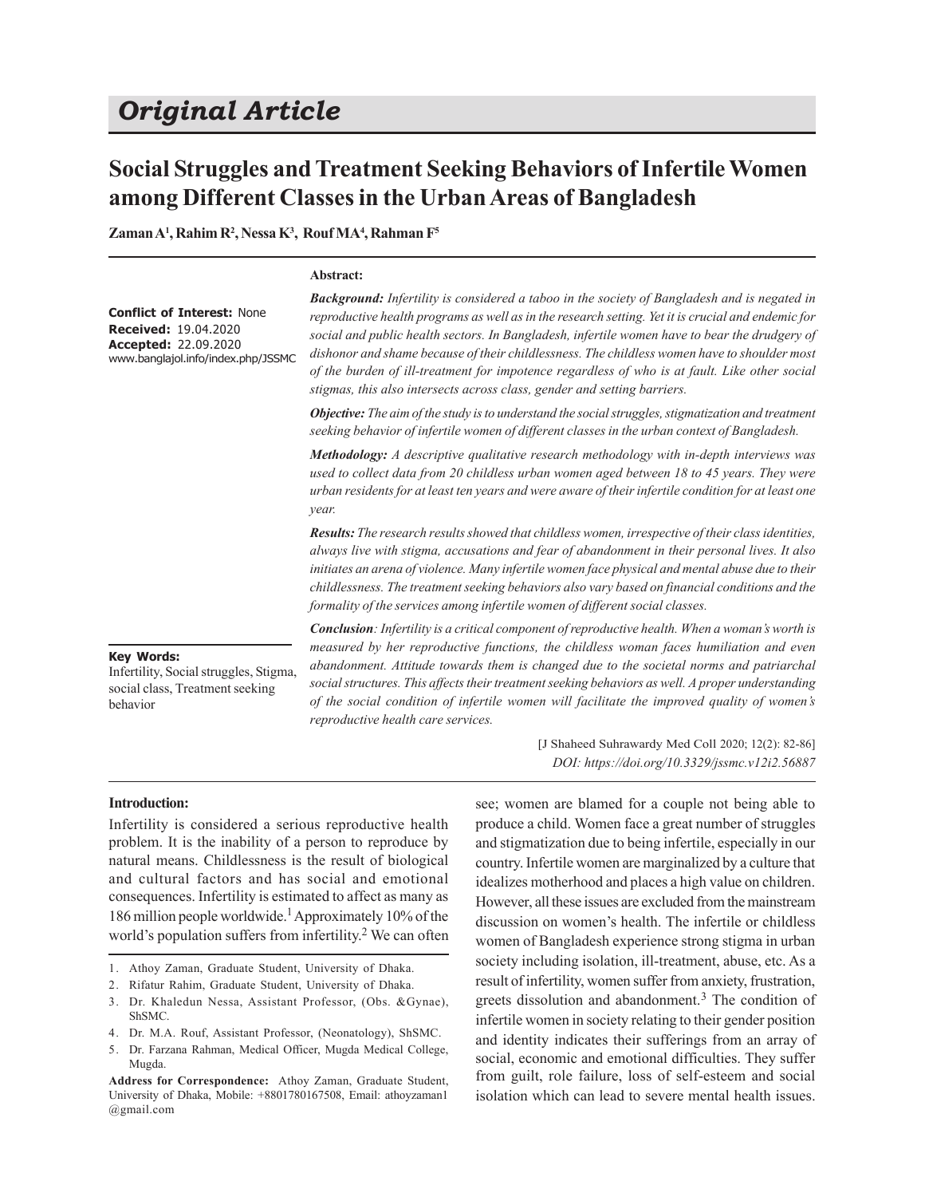# Original Article

## Social Struggles and Treatment Seeking Behaviors of Infertile Women among Different Classes in the Urban Areas of Bangladesh

**Zaman A[1], Rahim R[2], Nessa K[3], Rouf MA[4], Rahman F[5]**

**Conflict of Interest:** None
**Received:** 19.04.2020
**Accepted:** 22.09.2020
www.banglajol.info/index.php/JSSMC

**Abstract:**

***Background:*** *Infertility is considered a taboo in the society of Bangladesh and is negated in reproductive health programs as well as in the research setting. Yet it is crucial and endemic for social and public health sectors. In Bangladesh, infertile women have to bear the drudgery of dishonor and shame because of their childlessness. The childless women have to shoulder most of the burden of ill-treatment for impotence regardless of who is at fault. Like other social stigmas, this also intersects across class, gender and setting barriers.*

***Objective:*** *The aim of the study is to understand the social struggles, stigmatization and treatment seeking behavior of infertile women of different classes in the urban context of Bangladesh.*

***Methodology:*** *A descriptive qualitative research methodology with in-depth interviews was used to collect data from 20 childless urban women aged between 18 to 45 years. They were urban residents for at least ten years and were aware of their infertile condition for at least one year.*

***Results:*** *The research results showed that childless women, irrespective of their class identities, always live with stigma, accusations and fear of abandonment in their personal lives. It also initiates an arena of violence. Many infertile women face physical and mental abuse due to their childlessness. The treatment seeking behaviors also vary based on financial conditions and the formality of the services among infertile women of different social classes.*

***Conclusion****: Infertility is a critical component of reproductive health. When a woman's worth is measured by her reproductive functions, the childless woman faces humiliation and even abandonment. Attitude towards them is changed due to the societal norms and patriarchal social structures. This affects their treatment seeking behaviors as well. A proper understanding of the social condition of infertile women will facilitate the improved quality of women's reproductive health care services.*

**Key Words:**
Infertility, Social struggles, Stigma, social class, Treatment seeking behavior

[J Shaheed Suhrawardy Med Coll 2020; 12(2): 82-86]
*DOI: https://doi.org/10.3329/jssmc.v12i2.56887*

### Introduction:

Infertility is considered a serious reproductive health problem. It is the inability of a person to reproduce by natural means. Childlessness is the result of biological and cultural factors and has social and emotional consequences. Infertility is estimated to affect as many as 186 million people worldwide.[1] Approximately 10% of the world's population suffers from infertility.[2] We can often see; women are blamed for a couple not being able to produce a child. Women face a great number of struggles and stigmatization due to being infertile, especially in our country. Infertile women are marginalized by a culture that idealizes motherhood and places a high value on children. However, all these issues are excluded from the mainstream discussion on women's health. The infertile or childless women of Bangladesh experience strong stigma in urban society including isolation, ill-treatment, abuse, etc. As a result of infertility, women suffer from anxiety, frustration, greets dissolution and abandonment.[3] The condition of infertile women in society relating to their gender position and identity indicates their sufferings from an array of social, economic and emotional difficulties. They suffer from guilt, role failure, loss of self-esteem and social isolation which can lead to severe mental health issues.

1. Athoy Zaman, Graduate Student, University of Dhaka.
2. Rifatur Rahim, Graduate Student, University of Dhaka.
3. Dr. Khaledun Nessa, Assistant Professor, (Obs. &Gynae), ShSMC.
4. Dr. M.A. Rouf, Assistant Professor, (Neonatology), ShSMC.
5. Dr. Farzana Rahman, Medical Officer, Mugda Medical College, Mugda.

**Address for Correspondence:** Athoy Zaman, Graduate Student, University of Dhaka, Mobile: +8801780167508, Email: athoyzaman1@gmail.com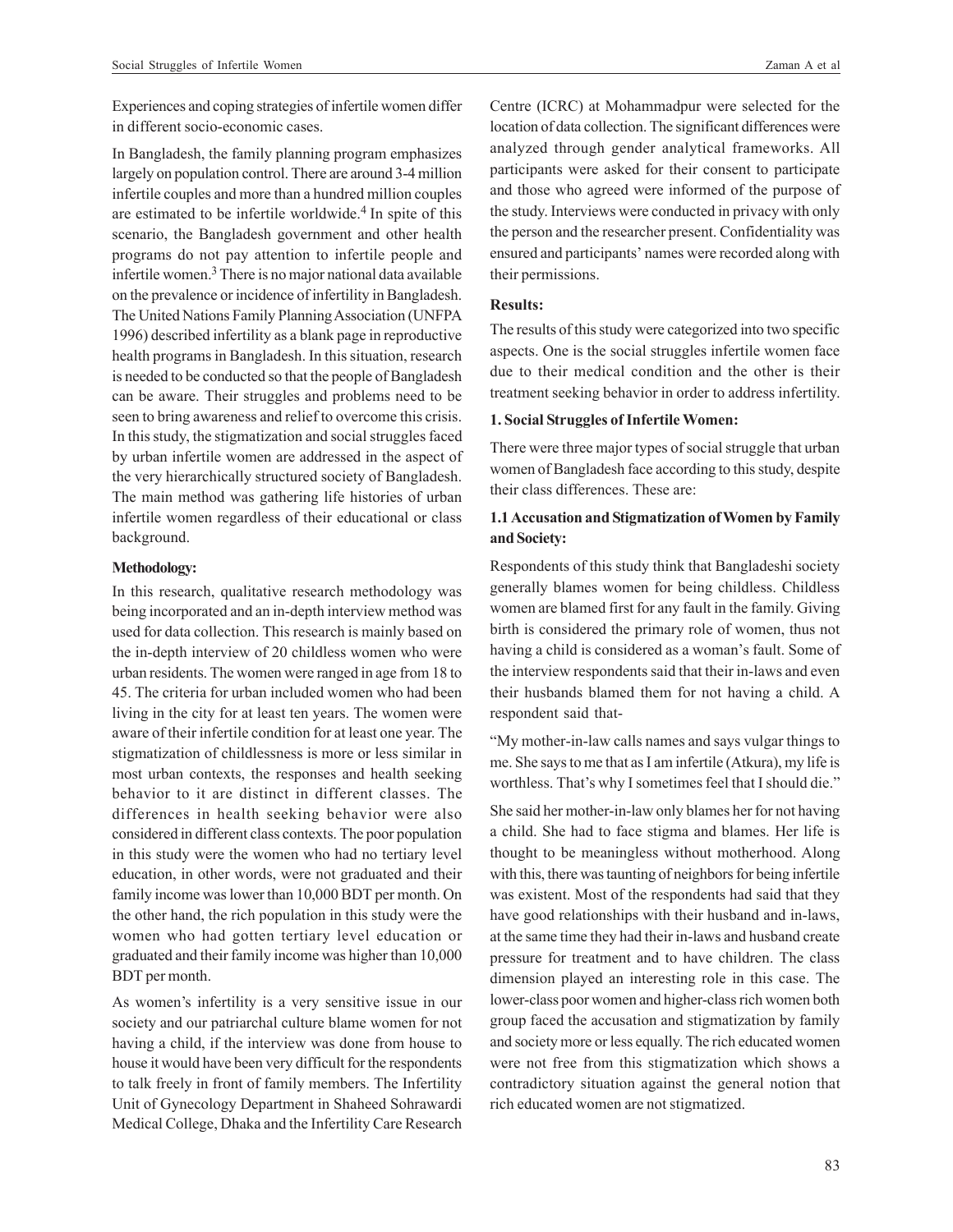Experiences and coping strategies of infertile women differ in different socio-economic cases.

In Bangladesh, the family planning program emphasizes largely on population control. There are around 3-4 million infertile couples and more than a hundred million couples are estimated to be infertile worldwide.[4] In spite of this scenario, the Bangladesh government and other health programs do not pay attention to infertile people and infertile women.[3] There is no major national data available on the prevalence or incidence of infertility in Bangladesh. The United Nations Family Planning Association (UNFPA 1996) described infertility as a blank page in reproductive health programs in Bangladesh. In this situation, research is needed to be conducted so that the people of Bangladesh can be aware. Their struggles and problems need to be seen to bring awareness and relief to overcome this crisis. In this study, the stigmatization and social struggles faced by urban infertile women are addressed in the aspect of the very hierarchically structured society of Bangladesh. The main method was gathering life histories of urban infertile women regardless of their educational or class background.

**Methodology:**

In this research, qualitative research methodology was being incorporated and an in-depth interview method was used for data collection. This research is mainly based on the in-depth interview of 20 childless women who were urban residents. The women were ranged in age from 18 to 45. The criteria for urban included women who had been living in the city for at least ten years. The women were aware of their infertile condition for at least one year. The stigmatization of childlessness is more or less similar in most urban contexts, the responses and health seeking behavior to it are distinct in different classes. The differences in health seeking behavior were also considered in different class contexts. The poor population in this study were the women who had no tertiary level education, in other words, were not graduated and their family income was lower than 10,000 BDT per month. On the other hand, the rich population in this study were the women who had gotten tertiary level education or graduated and their family income was higher than 10,000 BDT per month.

As women's infertility is a very sensitive issue in our society and our patriarchal culture blame women for not having a child, if the interview was done from house to house it would have been very difficult for the respondents to talk freely in front of family members. The Infertility Unit of Gynecology Department in Shaheed Sohrawardi Medical College, Dhaka and the Infertility Care Research Centre (ICRC) at Mohammadpur were selected for the location of data collection. The significant differences were analyzed through gender analytical frameworks. All participants were asked for their consent to participate and those who agreed were informed of the purpose of the study. Interviews were conducted in privacy with only the person and the researcher present. Confidentiality was ensured and participants' names were recorded along with their permissions.

**Results:**

The results of this study were categorized into two specific aspects. One is the social struggles infertile women face due to their medical condition and the other is their treatment seeking behavior in order to address infertility.

**1. Social Struggles of Infertile Women:**

There were three major types of social struggle that urban women of Bangladesh face according to this study, despite their class differences. These are:

**1.1 Accusation and Stigmatization of Women by Family and Society:**

Respondents of this study think that Bangladeshi society generally blames women for being childless. Childless women are blamed first for any fault in the family. Giving birth is considered the primary role of women, thus not having a child is considered as a woman's fault. Some of the interview respondents said that their in-laws and even their husbands blamed them for not having a child. A respondent said that-

"My mother-in-law calls names and says vulgar things to me. She says to me that as I am infertile (Atkura), my life is worthless. That's why I sometimes feel that I should die."

She said her mother-in-law only blames her for not having a child. She had to face stigma and blames. Her life is thought to be meaningless without motherhood. Along with this, there was taunting of neighbors for being infertile was existent. Most of the respondents had said that they have good relationships with their husband and in-laws, at the same time they had their in-laws and husband create pressure for treatment and to have children. The class dimension played an interesting role in this case. The lower-class poor women and higher-class rich women both group faced the accusation and stigmatization by family and society more or less equally. The rich educated women were not free from this stigmatization which shows a contradictory situation against the general notion that rich educated women are not stigmatized.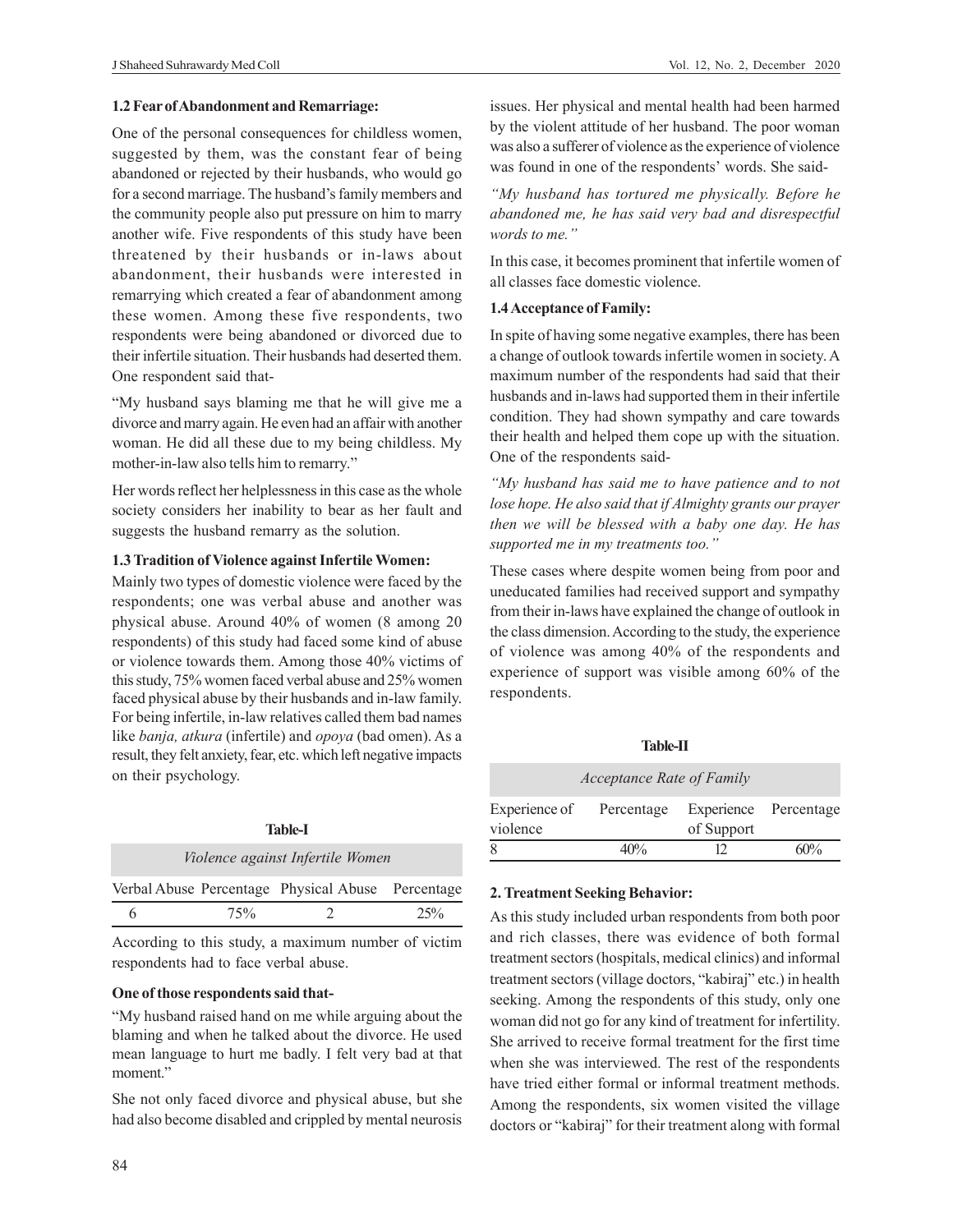### 1.2 Fear of Abandonment and Remarriage:

One of the personal consequences for childless women, suggested by them, was the constant fear of being abandoned or rejected by their husbands, who would go for a second marriage. The husband's family members and the community people also put pressure on him to marry another wife. Five respondents of this study have been threatened by their husbands or in-laws about abandonment, their husbands were interested in remarrying which created a fear of abandonment among these women. Among these five respondents, two respondents were being abandoned or divorced due to their infertile situation. Their husbands had deserted them. One respondent said that-

"My husband says blaming me that he will give me a divorce and marry again. He even had an affair with another woman. He did all these due to my being childless. My mother-in-law also tells him to remarry."

Her words reflect her helplessness in this case as the whole society considers her inability to bear as her fault and suggests the husband remarry as the solution.

### 1.3 Tradition of Violence against Infertile Women:

Mainly two types of domestic violence were faced by the respondents; one was verbal abuse and another was physical abuse. Around 40% of women (8 among 20 respondents) of this study had faced some kind of abuse or violence towards them. Among those 40% victims of this study, 75% women faced verbal abuse and 25% women faced physical abuse by their husbands and in-law family. For being infertile, in-law relatives called them bad names like *banja, atkura* (infertile) and *opoya* (bad omen). As a result, they felt anxiety, fear, etc. which left negative impacts on their psychology.

**Table-I**

*Violence against Infertile Women*

| Verbal Abuse | Percentage | Physical Abuse | Percentage |
|---|---|---|---|
| 6 | 75% | 2 | 25% |

According to this study, a maximum number of victim respondents had to face verbal abuse.

**One of those respondents said that-**

"My husband raised hand on me while arguing about the blaming and when he talked about the divorce. He used mean language to hurt me badly. I felt very bad at that moment."

She not only faced divorce and physical abuse, but she had also become disabled and crippled by mental neurosis issues. Her physical and mental health had been harmed by the violent attitude of her husband. The poor woman was also a sufferer of violence as the experience of violence was found in one of the respondents' words. She said-

*"My husband has tortured me physically. Before he abandoned me, he has said very bad and disrespectful words to me."*

In this case, it becomes prominent that infertile women of all classes face domestic violence.

### 1.4 Acceptance of Family:

In spite of having some negative examples, there has been a change of outlook towards infertile women in society. A maximum number of the respondents had said that their husbands and in-laws had supported them in their infertile condition. They had shown sympathy and care towards their health and helped them cope up with the situation. One of the respondents said-

*"My husband has said me to have patience and to not lose hope. He also said that if Almighty grants our prayer then we will be blessed with a baby one day. He has supported me in my treatments too."*

These cases where despite women being from poor and uneducated families had received support and sympathy from their in-laws have explained the change of outlook in the class dimension. According to the study, the experience of violence was among 40% of the respondents and experience of support was visible among 60% of the respondents.

**Table-II**

*Acceptance Rate of Family*

| Experience of violence | Percentage | Experience of Support | Percentage |
|---|---|---|---|
| 8 | 40% | 12 | 60% |

## 2. Treatment Seeking Behavior:

As this study included urban respondents from both poor and rich classes, there was evidence of both formal treatment sectors (hospitals, medical clinics) and informal treatment sectors (village doctors, "kabiraj" etc.) in health seeking. Among the respondents of this study, only one woman did not go for any kind of treatment for infertility. She arrived to receive formal treatment for the first time when she was interviewed. The rest of the respondents have tried either formal or informal treatment methods. Among the respondents, six women visited the village doctors or "kabiraj" for their treatment along with formal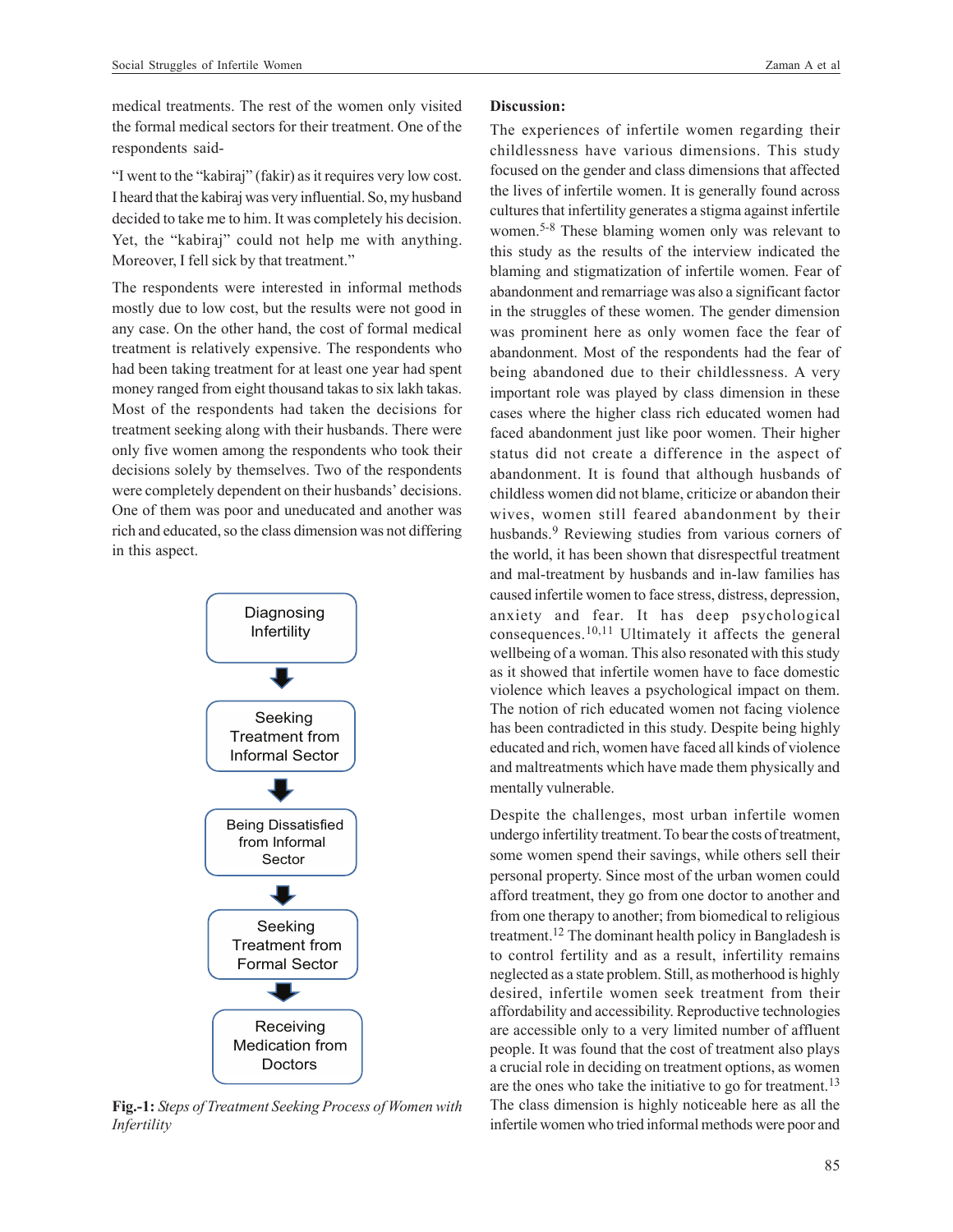medical treatments. The rest of the women only visited the formal medical sectors for their treatment. One of the respondents said-

"I went to the "kabiraj" (fakir) as it requires very low cost. I heard that the kabiraj was very influential. So, my husband decided to take me to him. It was completely his decision. Yet, the "kabiraj" could not help me with anything. Moreover, I fell sick by that treatment."

The respondents were interested in informal methods mostly due to low cost, but the results were not good in any case. On the other hand, the cost of formal medical treatment is relatively expensive. The respondents who had been taking treatment for at least one year had spent money ranged from eight thousand takas to six lakh takas. Most of the respondents had taken the decisions for treatment seeking along with their husbands. There were only five women among the respondents who took their decisions solely by themselves. Two of the respondents were completely dependent on their husbands' decisions. One of them was poor and uneducated and another was rich and educated, so the class dimension was not differing in this aspect.

Diagnosing Infertility → Seeking Treatment from Informal Sector → Being Dissatisfied from Informal Sector → Seeking Treatment from Formal Sector → Receiving Medication from Doctors

**Fig.-1:** *Steps of Treatment Seeking Process of Women with Infertility*

**Discussion:**

The experiences of infertile women regarding their childlessness have various dimensions. This study focused on the gender and class dimensions that affected the lives of infertile women. It is generally found across cultures that infertility generates a stigma against infertile women.[5-8] These blaming women only was relevant to this study as the results of the interview indicated the blaming and stigmatization of infertile women. Fear of abandonment and remarriage was also a significant factor in the struggles of these women. The gender dimension was prominent here as only women face the fear of abandonment. Most of the respondents had the fear of being abandoned due to their childlessness. A very important role was played by class dimension in these cases where the higher class rich educated women had faced abandonment just like poor women. Their higher status did not create a difference in the aspect of abandonment. It is found that although husbands of childless women did not blame, criticize or abandon their wives, women still feared abandonment by their husbands.[9] Reviewing studies from various corners of the world, it has been shown that disrespectful treatment and mal-treatment by husbands and in-law families has caused infertile women to face stress, distress, depression, anxiety and fear. It has deep psychological consequences.[10,11] Ultimately it affects the general wellbeing of a woman. This also resonated with this study as it showed that infertile women have to face domestic violence which leaves a psychological impact on them. The notion of rich educated women not facing violence has been contradicted in this study. Despite being highly educated and rich, women have faced all kinds of violence and maltreatments which have made them physically and mentally vulnerable.

Despite the challenges, most urban infertile women undergo infertility treatment. To bear the costs of treatment, some women spend their savings, while others sell their personal property. Since most of the urban women could afford treatment, they go from one doctor to another and from one therapy to another; from biomedical to religious treatment.[12] The dominant health policy in Bangladesh is to control fertility and as a result, infertility remains neglected as a state problem. Still, as motherhood is highly desired, infertile women seek treatment from their affordability and accessibility. Reproductive technologies are accessible only to a very limited number of affluent people. It was found that the cost of treatment also plays a crucial role in deciding on treatment options, as women are the ones who take the initiative to go for treatment.[13] The class dimension is highly noticeable here as all the infertile women who tried informal methods were poor and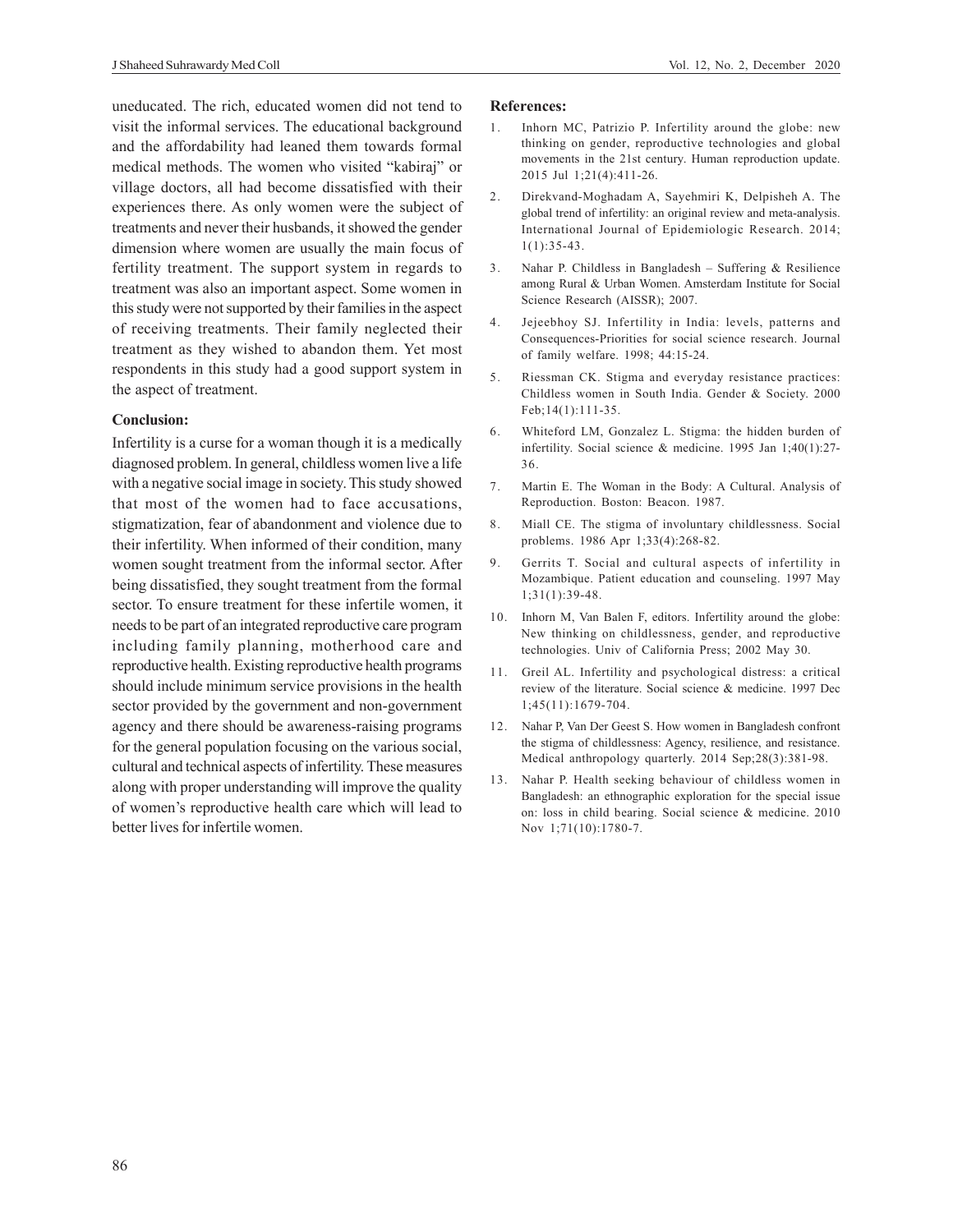uneducated. The rich, educated women did not tend to visit the informal services. The educational background and the affordability had leaned them towards formal medical methods. The women who visited "kabiraj" or village doctors, all had become dissatisfied with their experiences there. As only women were the subject of treatments and never their husbands, it showed the gender dimension where women are usually the main focus of fertility treatment. The support system in regards to treatment was also an important aspect. Some women in this study were not supported by their families in the aspect of receiving treatments. Their family neglected their treatment as they wished to abandon them. Yet most respondents in this study had a good support system in the aspect of treatment.

**Conclusion:**

Infertility is a curse for a woman though it is a medically diagnosed problem. In general, childless women live a life with a negative social image in society. This study showed that most of the women had to face accusations, stigmatization, fear of abandonment and violence due to their infertility. When informed of their condition, many women sought treatment from the informal sector. After being dissatisfied, they sought treatment from the formal sector. To ensure treatment for these infertile women, it needs to be part of an integrated reproductive care program including family planning, motherhood care and reproductive health. Existing reproductive health programs should include minimum service provisions in the health sector provided by the government and non-government agency and there should be awareness-raising programs for the general population focusing on the various social, cultural and technical aspects of infertility. These measures along with proper understanding will improve the quality of women's reproductive health care which will lead to better lives for infertile women.

**References:**

1. Inhorn MC, Patrizio P. Infertility around the globe: new thinking on gender, reproductive technologies and global movements in the 21st century. Human reproduction update. 2015 Jul 1;21(4):411-26.
2. Direkvand-Moghadam A, Sayehmiri K, Delpisheh A. The global trend of infertility: an original review and meta-analysis. International Journal of Epidemiologic Research. 2014; 1(1):35-43.
3. Nahar P. Childless in Bangladesh – Suffering & Resilience among Rural & Urban Women. Amsterdam Institute for Social Science Research (AISSR); 2007.
4. Jejeebhoy SJ. Infertility in India: levels, patterns and Consequences-Priorities for social science research. Journal of family welfare. 1998; 44:15-24.
5. Riessman CK. Stigma and everyday resistance practices: Childless women in South India. Gender & Society. 2000 Feb;14(1):111-35.
6. Whiteford LM, Gonzalez L. Stigma: the hidden burden of infertility. Social science & medicine. 1995 Jan 1;40(1):27-36.
7. Martin E. The Woman in the Body: A Cultural. Analysis of Reproduction. Boston: Beacon. 1987.
8. Miall CE. The stigma of involuntary childlessness. Social problems. 1986 Apr 1;33(4):268-82.
9. Gerrits T. Social and cultural aspects of infertility in Mozambique. Patient education and counseling. 1997 May 1;31(1):39-48.
10. Inhorn M, Van Balen F, editors. Infertility around the globe: New thinking on childlessness, gender, and reproductive technologies. Univ of California Press; 2002 May 30.
11. Greil AL. Infertility and psychological distress: a critical review of the literature. Social science & medicine. 1997 Dec 1;45(11):1679-704.
12. Nahar P, Van Der Geest S. How women in Bangladesh confront the stigma of childlessness: Agency, resilience, and resistance. Medical anthropology quarterly. 2014 Sep;28(3):381-98.
13. Nahar P. Health seeking behaviour of childless women in Bangladesh: an ethnographic exploration for the special issue on: loss in child bearing. Social science & medicine. 2010 Nov 1;71(10):1780-7.